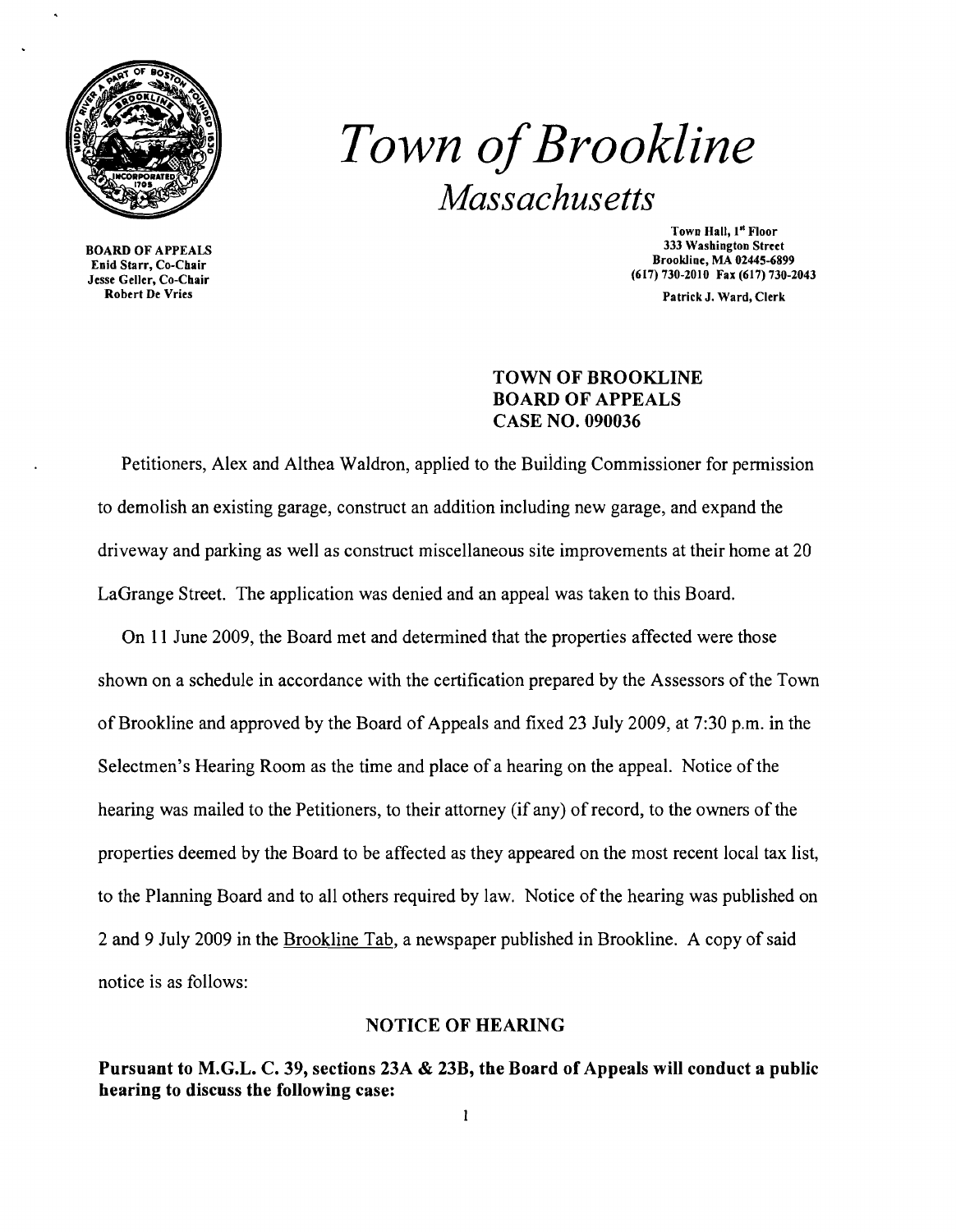# *Town of Brookline*

## *Massachusetts*

BOARD OF APPEALS
Enid Starr, Co-Chair
Jesse Geller, Co-Chair
Robert De Vries

Town Hall, 1st Floor
333 Washington Street
Brookline, MA 02445-6899
(617) 730-2010 Fax (617) 730-2043

Patrick J. Ward, Clerk

**TOWN OF BROOKLINE**
**BOARD OF APPEALS**
**CASE NO. 090036**

Petitioners, Alex and Althea Waldron, applied to the Building Commissioner for permission to demolish an existing garage, construct an addition including new garage, and expand the driveway and parking as well as construct miscellaneous site improvements at their home at 20 LaGrange Street. The application was denied and an appeal was taken to this Board.

On 11 June 2009, the Board met and determined that the properties affected were those shown on a schedule in accordance with the certification prepared by the Assessors of the Town of Brookline and approved by the Board of Appeals and fixed 23 July 2009, at 7:30 p.m. in the Selectmen's Hearing Room as the time and place of a hearing on the appeal. Notice of the hearing was mailed to the Petitioners, to their attorney (if any) of record, to the owners of the properties deemed by the Board to be affected as they appeared on the most recent local tax list, to the Planning Board and to all others required by law. Notice of the hearing was published on 2 and 9 July 2009 in the Brookline Tab, a newspaper published in Brookline. A copy of said notice is as follows:

**NOTICE OF HEARING**

**Pursuant to M.G.L. C. 39, sections 23A & 23B, the Board of Appeals will conduct a public hearing to discuss the following case:**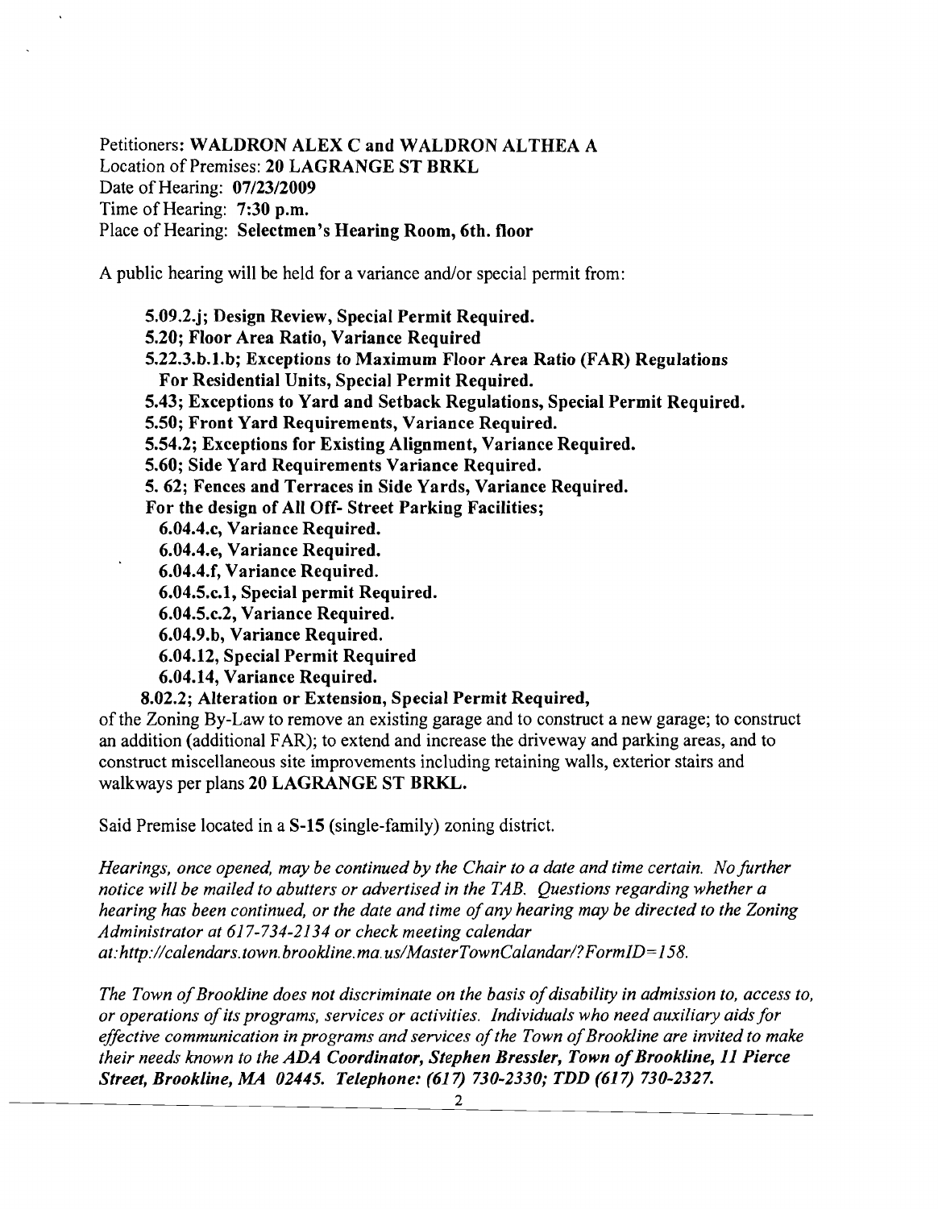Petitioners: **WALDRON ALEX C and WALDRON ALTHEA A**
Location of Premises: **20 LAGRANGE ST BRKL**
Date of Hearing: **07/23/2009**
Time of Hearing: **7:30 p.m.**
Place of Hearing: **Selectmen's Hearing Room, 6th. floor**

A public hearing will be held for a variance and/or special permit from:

**5.09.2.j; Design Review, Special Permit Required.**
**5.20; Floor Area Ratio, Variance Required**
**5.22.3.b.1.b; Exceptions to Maximum Floor Area Ratio (FAR) Regulations For Residential Units, Special Permit Required.**
**5.43; Exceptions to Yard and Setback Regulations, Special Permit Required.**
**5.50; Front Yard Requirements, Variance Required.**
**5.54.2; Exceptions for Existing Alignment, Variance Required.**
**5.60; Side Yard Requirements Variance Required.**
**5. 62; Fences and Terraces in Side Yards, Variance Required.**
**For the design of All Off- Street Parking Facilities;**
- **6.04.4.c, Variance Required.**
- **6.04.4.e, Variance Required.**
- **6.04.4.f, Variance Required.**
- **6.04.5.c.1, Special permit Required.**
- **6.04.5.c.2, Variance Required.**
- **6.04.9.b, Variance Required.**
- **6.04.12, Special Permit Required**
- **6.04.14, Variance Required.**

**8.02.2; Alteration or Extension, Special Permit Required,**

of the Zoning By-Law to remove an existing garage and to construct a new garage; to construct an addition (additional FAR); to extend and increase the driveway and parking areas, and to construct miscellaneous site improvements including retaining walls, exterior stairs and walkways per plans **20 LAGRANGE ST BRKL.**

Said Premise located in a **S-15** (single-family) zoning district.

*Hearings, once opened, may be continued by the Chair to a date and time certain. No further notice will be mailed to abutters or advertised in the TAB. Questions regarding whether a hearing has been continued, or the date and time of any hearing may be directed to the Zoning Administrator at 617-734-2134 or check meeting calendar at:http://calendars.town.brookline.ma.us/MasterTownCalandar/?FormID=158.*

*The Town of Brookline does not discriminate on the basis of disability in admission to, access to, or operations of its programs, services or activities. Individuals who need auxiliary aids for effective communication in programs and services of the Town of Brookline are invited to make their needs known to the **ADA Coordinator, Stephen Bressler, Town of Brookline, 11 Pierce Street, Brookline, MA 02445. Telephone: (617) 730-2330; TDD (617) 730-2327.***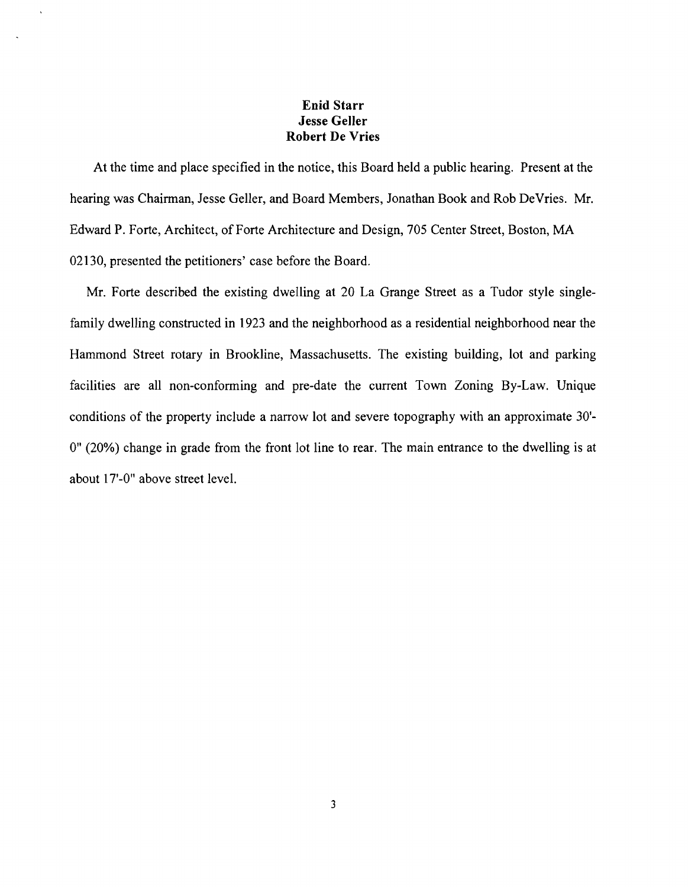**Enid Starr**
**Jesse Geller**
**Robert De Vries**

At the time and place specified in the notice, this Board held a public hearing. Present at the hearing was Chairman, Jesse Geller, and Board Members, Jonathan Book and Rob DeVries. Mr. Edward P. Forte, Architect, of Forte Architecture and Design, 705 Center Street, Boston, MA 02130, presented the petitioners' case before the Board.

Mr. Forte described the existing dwelling at 20 La Grange Street as a Tudor style single-family dwelling constructed in 1923 and the neighborhood as a residential neighborhood near the Hammond Street rotary in Brookline, Massachusetts. The existing building, lot and parking facilities are all non-conforming and pre-date the current Town Zoning By-Law. Unique conditions of the property include a narrow lot and severe topography with an approximate 30'-0" (20%) change in grade from the front lot line to rear. The main entrance to the dwelling is at about 17'-0" above street level.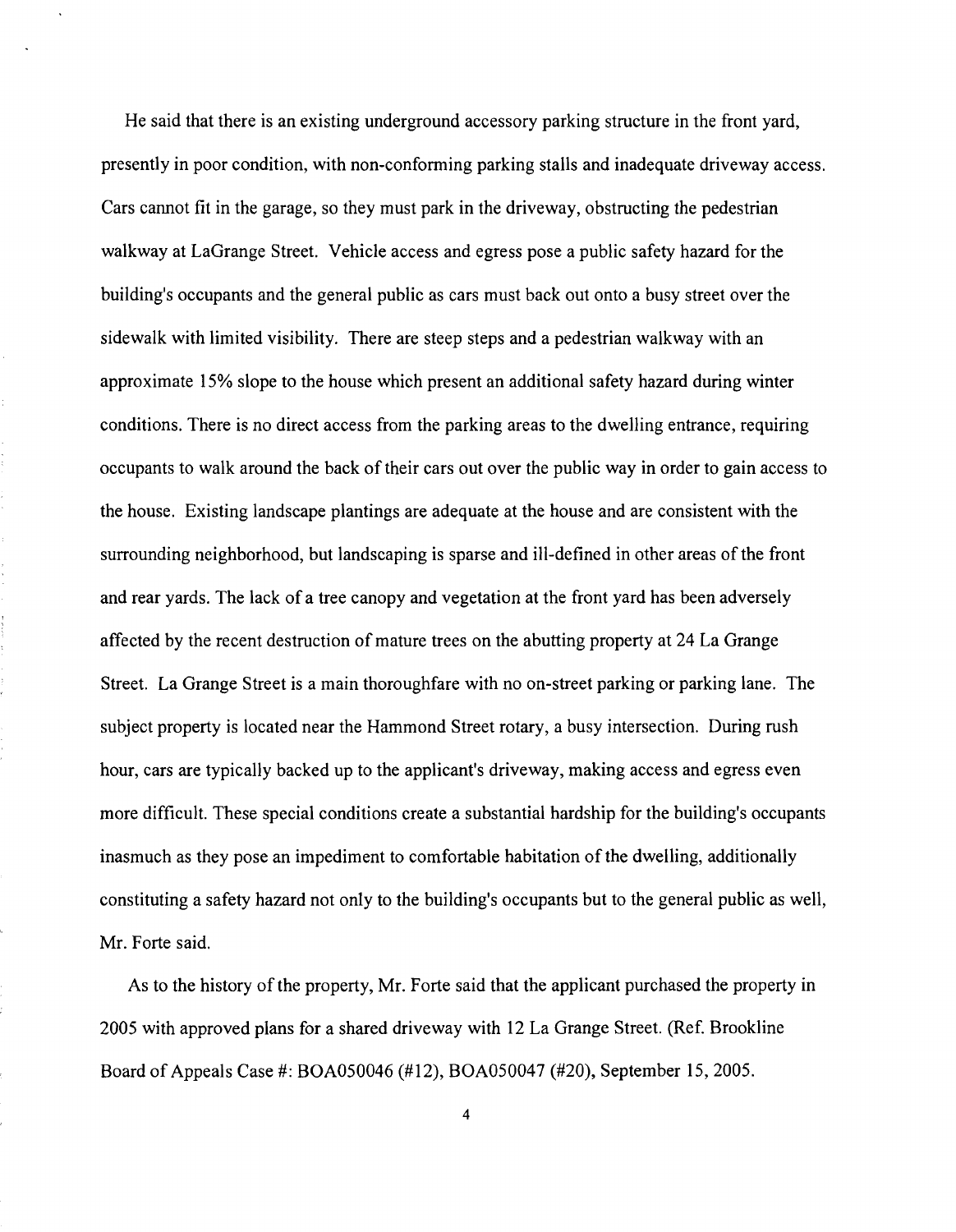He said that there is an existing underground accessory parking structure in the front yard, presently in poor condition, with non-conforming parking stalls and inadequate driveway access. Cars cannot fit in the garage, so they must park in the driveway, obstructing the pedestrian walkway at LaGrange Street. Vehicle access and egress pose a public safety hazard for the building's occupants and the general public as cars must back out onto a busy street over the sidewalk with limited visibility. There are steep steps and a pedestrian walkway with an approximate 15% slope to the house which present an additional safety hazard during winter conditions. There is no direct access from the parking areas to the dwelling entrance, requiring occupants to walk around the back of their cars out over the public way in order to gain access to the house. Existing landscape plantings are adequate at the house and are consistent with the surrounding neighborhood, but landscaping is sparse and ill-defined in other areas of the front and rear yards. The lack of a tree canopy and vegetation at the front yard has been adversely affected by the recent destruction of mature trees on the abutting property at 24 La Grange Street. La Grange Street is a main thoroughfare with no on-street parking or parking lane. The subject property is located near the Hammond Street rotary, a busy intersection. During rush hour, cars are typically backed up to the applicant's driveway, making access and egress even more difficult. These special conditions create a substantial hardship for the building's occupants inasmuch as they pose an impediment to comfortable habitation of the dwelling, additionally constituting a safety hazard not only to the building's occupants but to the general public as well, Mr. Forte said.

As to the history of the property, Mr. Forte said that the applicant purchased the property in 2005 with approved plans for a shared driveway with 12 La Grange Street. (Ref. Brookline Board of Appeals Case #: BOA050046 (#12), BOA050047 (#20), September 15, 2005.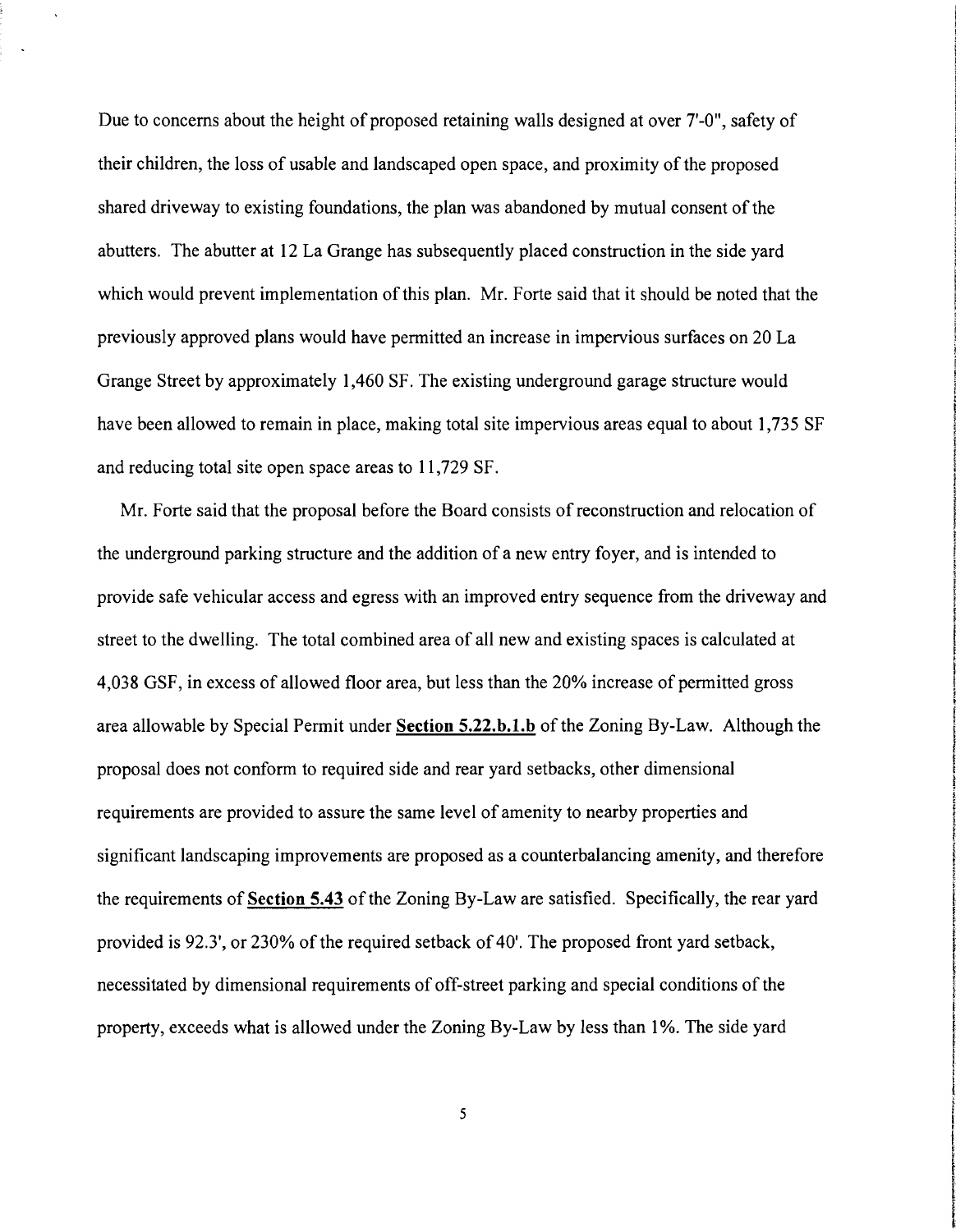Due to concerns about the height of proposed retaining walls designed at over 7'-0", safety of their children, the loss of usable and landscaped open space, and proximity of the proposed shared driveway to existing foundations, the plan was abandoned by mutual consent of the abutters. The abutter at 12 La Grange has subsequently placed construction in the side yard which would prevent implementation of this plan. Mr. Forte said that it should be noted that the previously approved plans would have permitted an increase in impervious surfaces on 20 La Grange Street by approximately 1,460 SF. The existing underground garage structure would have been allowed to remain in place, making total site impervious areas equal to about 1,735 SF and reducing total site open space areas to 11,729 SF.

Mr. Forte said that the proposal before the Board consists of reconstruction and relocation of the underground parking structure and the addition of a new entry foyer, and is intended to provide safe vehicular access and egress with an improved entry sequence from the driveway and street to the dwelling. The total combined area of all new and existing spaces is calculated at 4,038 GSF, in excess of allowed floor area, but less than the 20% increase of permitted gross area allowable by Special Permit under **Section 5.22.b.1.b** of the Zoning By-Law. Although the proposal does not conform to required side and rear yard setbacks, other dimensional requirements are provided to assure the same level of amenity to nearby properties and significant landscaping improvements are proposed as a counterbalancing amenity, and therefore the requirements of **Section 5.43** of the Zoning By-Law are satisfied. Specifically, the rear yard provided is 92.3', or 230% of the required setback of 40'. The proposed front yard setback, necessitated by dimensional requirements of off-street parking and special conditions of the property, exceeds what is allowed under the Zoning By-Law by less than 1%. The side yard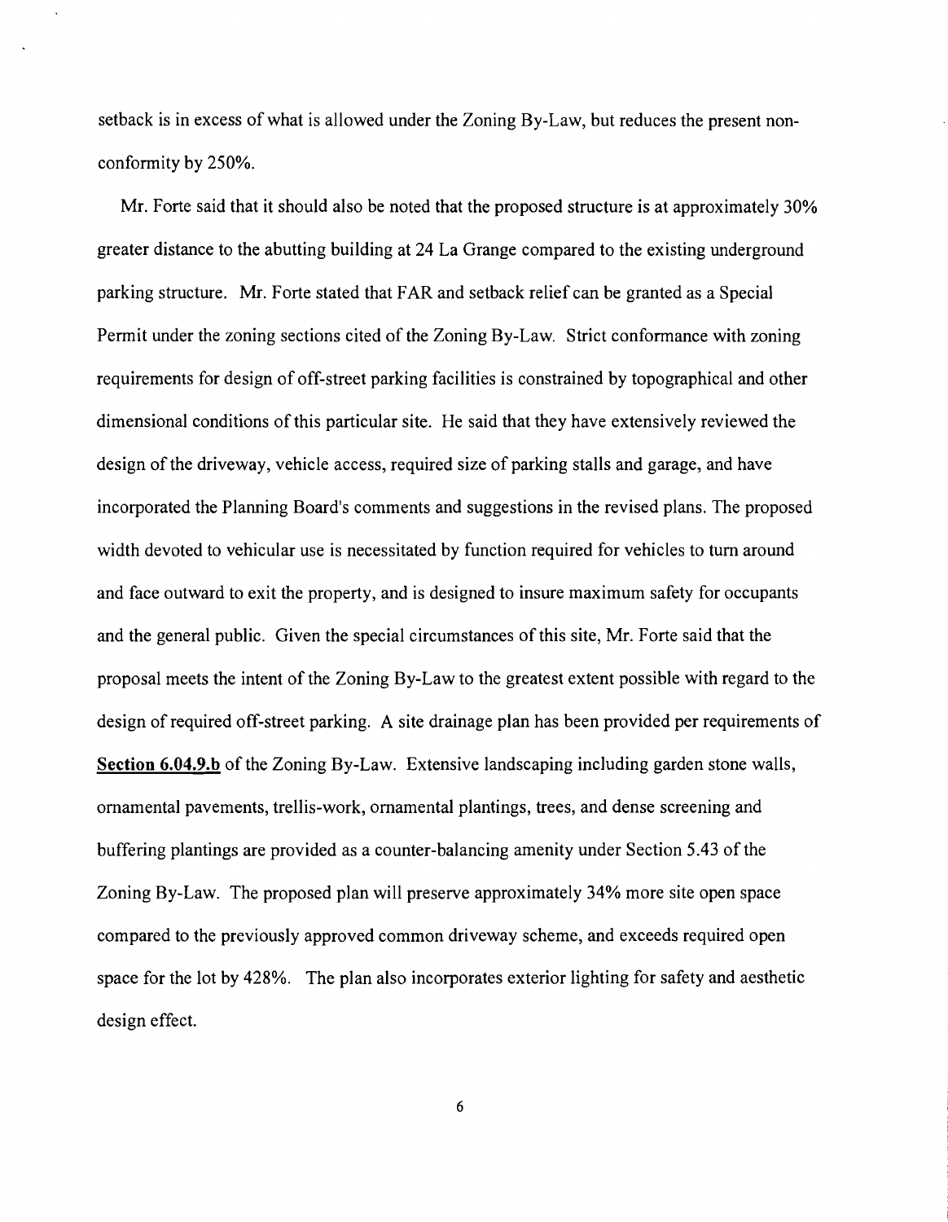setback is in excess of what is allowed under the Zoning By-Law, but reduces the present non-conformity by 250%.

Mr. Forte said that it should also be noted that the proposed structure is at approximately 30% greater distance to the abutting building at 24 La Grange compared to the existing underground parking structure. Mr. Forte stated that FAR and setback relief can be granted as a Special Permit under the zoning sections cited of the Zoning By-Law. Strict conformance with zoning requirements for design of off-street parking facilities is constrained by topographical and other dimensional conditions of this particular site. He said that they have extensively reviewed the design of the driveway, vehicle access, required size of parking stalls and garage, and have incorporated the Planning Board's comments and suggestions in the revised plans. The proposed width devoted to vehicular use is necessitated by function required for vehicles to turn around and face outward to exit the property, and is designed to insure maximum safety for occupants and the general public. Given the special circumstances of this site, Mr. Forte said that the proposal meets the intent of the Zoning By-Law to the greatest extent possible with regard to the design of required off-street parking. A site drainage plan has been provided per requirements of **Section 6.04.9.b** of the Zoning By-Law. Extensive landscaping including garden stone walls, ornamental pavements, trellis-work, ornamental plantings, trees, and dense screening and buffering plantings are provided as a counter-balancing amenity under Section 5.43 of the Zoning By-Law. The proposed plan will preserve approximately 34% more site open space compared to the previously approved common driveway scheme, and exceeds required open space for the lot by 428%. The plan also incorporates exterior lighting for safety and aesthetic design effect.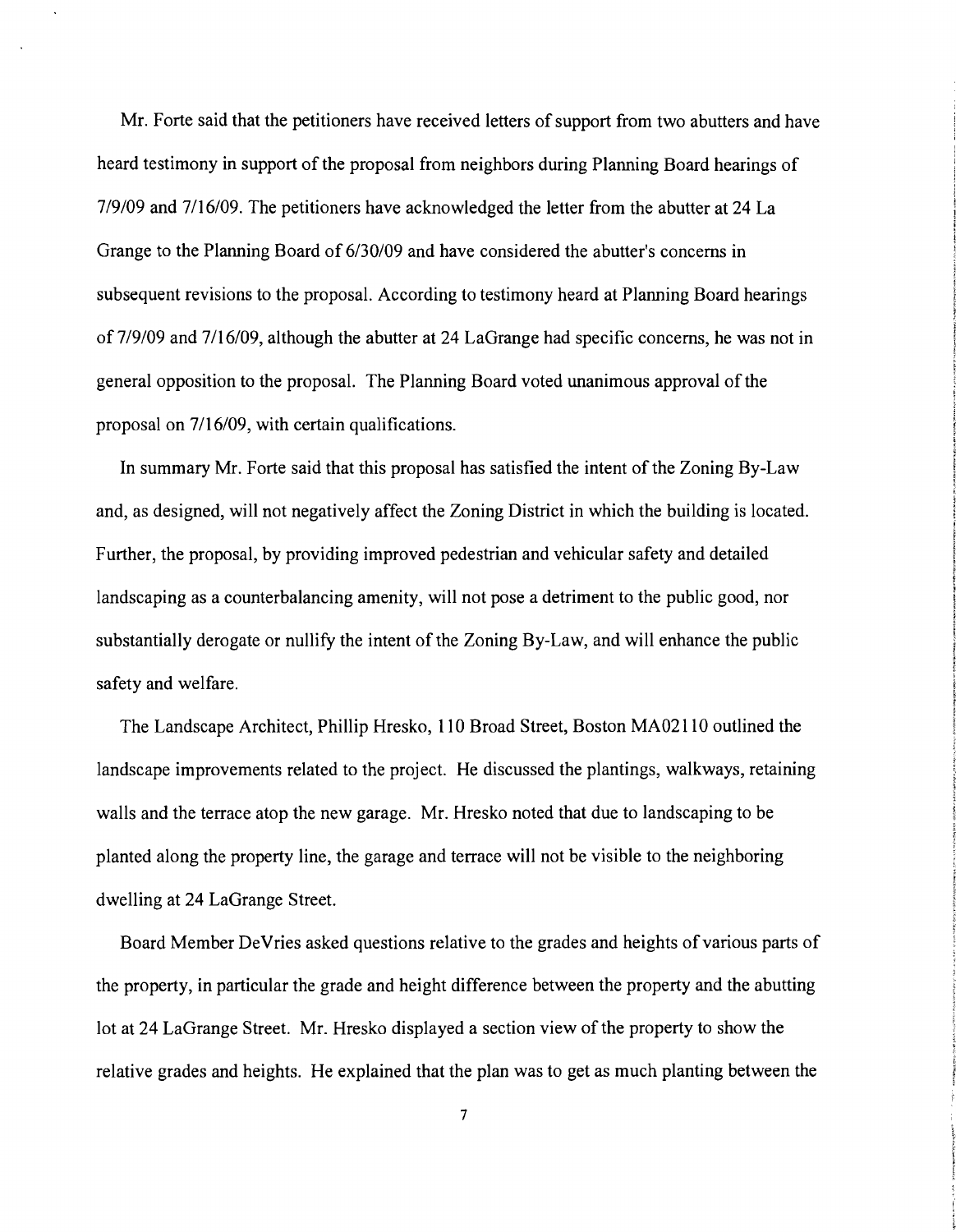Mr. Forte said that the petitioners have received letters of support from two abutters and have heard testimony in support of the proposal from neighbors during Planning Board hearings of 7/9/09 and 7/16/09. The petitioners have acknowledged the letter from the abutter at 24 La Grange to the Planning Board of 6/30/09 and have considered the abutter's concerns in subsequent revisions to the proposal. According to testimony heard at Planning Board hearings of 7/9/09 and 7/16/09, although the abutter at 24 LaGrange had specific concerns, he was not in general opposition to the proposal. The Planning Board voted unanimous approval of the proposal on 7/16/09, with certain qualifications.

In summary Mr. Forte said that this proposal has satisfied the intent of the Zoning By-Law and, as designed, will not negatively affect the Zoning District in which the building is located. Further, the proposal, by providing improved pedestrian and vehicular safety and detailed landscaping as a counterbalancing amenity, will not pose a detriment to the public good, nor substantially derogate or nullify the intent of the Zoning By-Law, and will enhance the public safety and welfare.

The Landscape Architect, Phillip Hresko, 110 Broad Street, Boston MA02110 outlined the landscape improvements related to the project. He discussed the plantings, walkways, retaining walls and the terrace atop the new garage. Mr. Hresko noted that due to landscaping to be planted along the property line, the garage and terrace will not be visible to the neighboring dwelling at 24 LaGrange Street.

Board Member DeVries asked questions relative to the grades and heights of various parts of the property, in particular the grade and height difference between the property and the abutting lot at 24 LaGrange Street. Mr. Hresko displayed a section view of the property to show the relative grades and heights. He explained that the plan was to get as much planting between the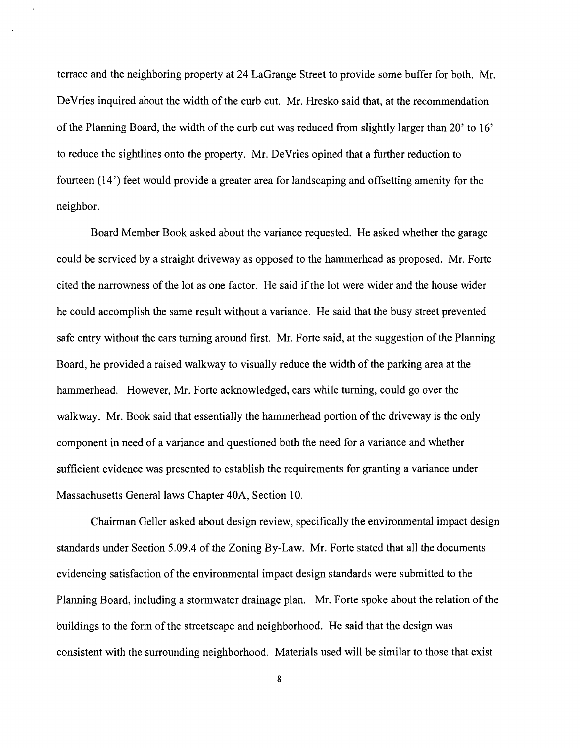terrace and the neighboring property at 24 LaGrange Street to provide some buffer for both. Mr. DeVries inquired about the width of the curb cut. Mr. Hresko said that, at the recommendation of the Planning Board, the width of the curb cut was reduced from slightly larger than 20' to 16' to reduce the sightlines onto the property. Mr. DeVries opined that a further reduction to fourteen (14') feet would provide a greater area for landscaping and offsetting amenity for the neighbor.

Board Member Book asked about the variance requested. He asked whether the garage could be serviced by a straight driveway as opposed to the hammerhead as proposed. Mr. Forte cited the narrowness of the lot as one factor. He said if the lot were wider and the house wider he could accomplish the same result without a variance. He said that the busy street prevented safe entry without the cars turning around first. Mr. Forte said, at the suggestion of the Planning Board, he provided a raised walkway to visually reduce the width of the parking area at the hammerhead. However, Mr. Forte acknowledged, cars while turning, could go over the walkway. Mr. Book said that essentially the hammerhead portion of the driveway is the only component in need of a variance and questioned both the need for a variance and whether sufficient evidence was presented to establish the requirements for granting a variance under Massachusetts General laws Chapter 40A, Section 10.

Chairman Geller asked about design review, specifically the environmental impact design standards under Section 5.09.4 of the Zoning By-Law. Mr. Forte stated that all the documents evidencing satisfaction of the environmental impact design standards were submitted to the Planning Board, including a stormwater drainage plan. Mr. Forte spoke about the relation of the buildings to the form of the streetscape and neighborhood. He said that the design was consistent with the surrounding neighborhood. Materials used will be similar to those that exist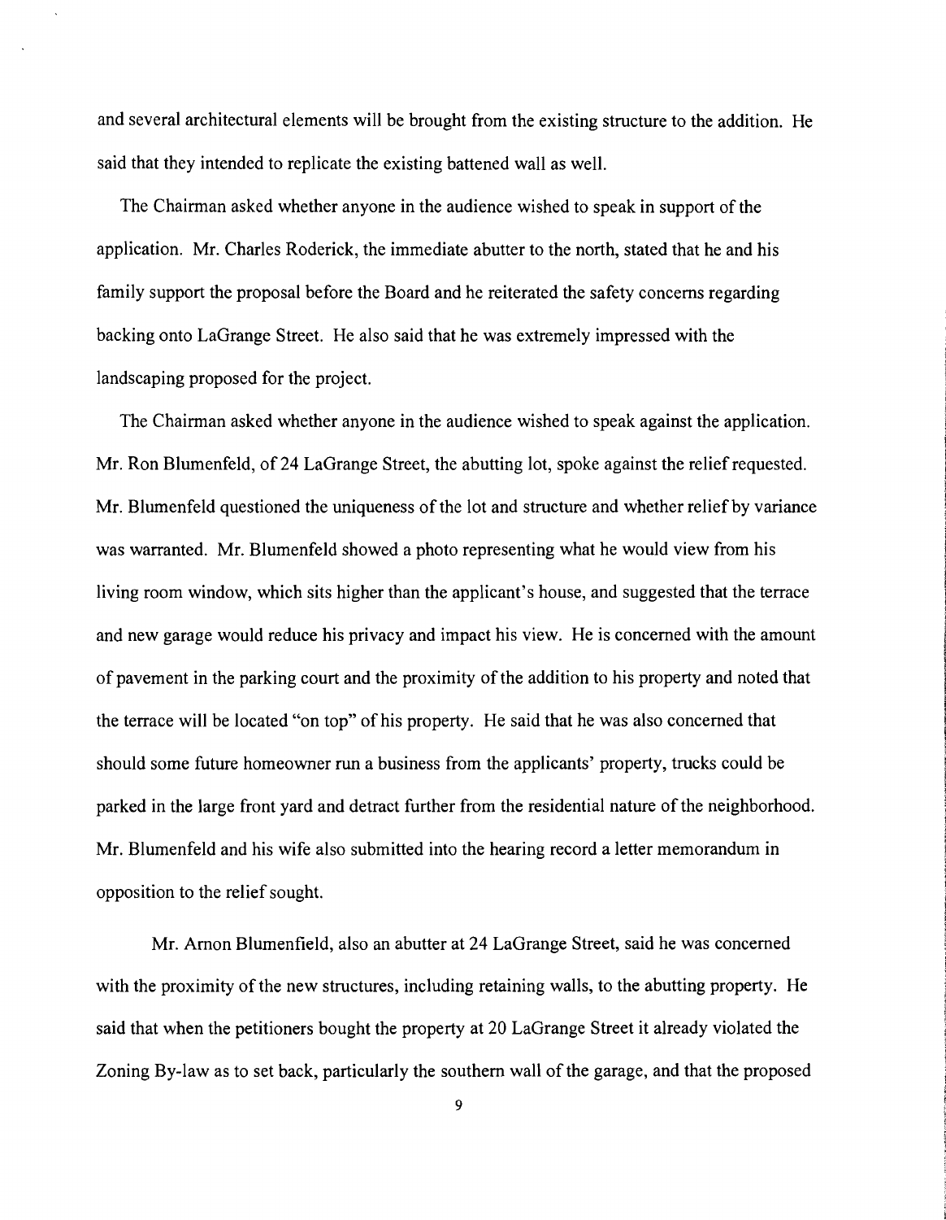and several architectural elements will be brought from the existing structure to the addition. He said that they intended to replicate the existing battened wall as well.

The Chairman asked whether anyone in the audience wished to speak in support of the application. Mr. Charles Roderick, the immediate abutter to the north, stated that he and his family support the proposal before the Board and he reiterated the safety concerns regarding backing onto LaGrange Street. He also said that he was extremely impressed with the landscaping proposed for the project.

The Chairman asked whether anyone in the audience wished to speak against the application. Mr. Ron Blumenfeld, of 24 LaGrange Street, the abutting lot, spoke against the relief requested. Mr. Blumenfeld questioned the uniqueness of the lot and structure and whether relief by variance was warranted. Mr. Blumenfeld showed a photo representing what he would view from his living room window, which sits higher than the applicant's house, and suggested that the terrace and new garage would reduce his privacy and impact his view. He is concerned with the amount of pavement in the parking court and the proximity of the addition to his property and noted that the terrace will be located "on top" of his property. He said that he was also concerned that should some future homeowner run a business from the applicants' property, trucks could be parked in the large front yard and detract further from the residential nature of the neighborhood. Mr. Blumenfeld and his wife also submitted into the hearing record a letter memorandum in opposition to the relief sought.

Mr. Arnon Blumenfield, also an abutter at 24 LaGrange Street, said he was concerned with the proximity of the new structures, including retaining walls, to the abutting property. He said that when the petitioners bought the property at 20 LaGrange Street it already violated the Zoning By-law as to set back, particularly the southern wall of the garage, and that the proposed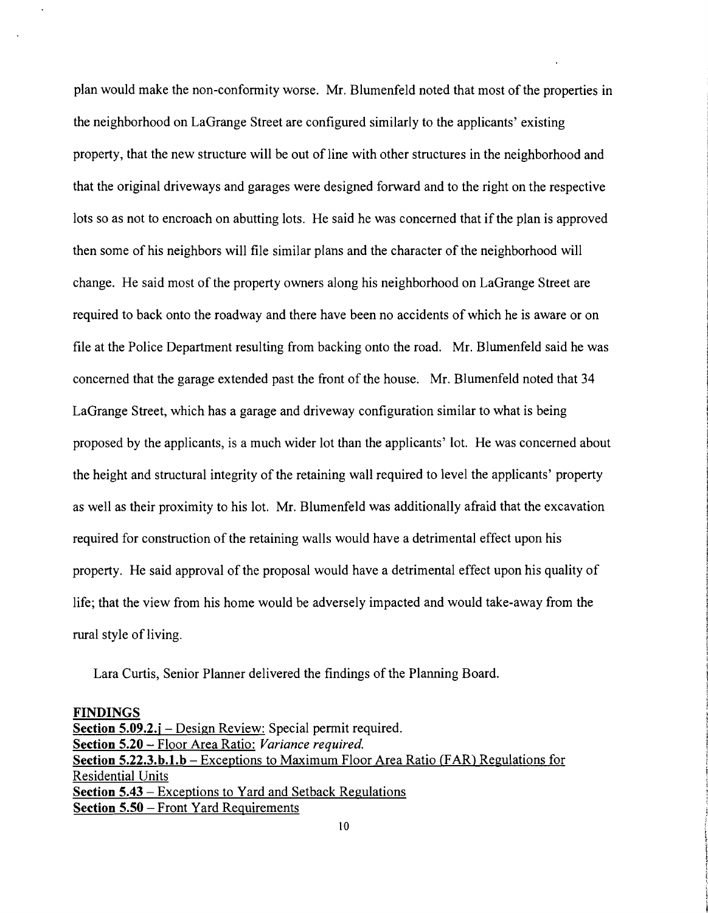plan would make the non-conformity worse. Mr. Blumenfeld noted that most of the properties in the neighborhood on LaGrange Street are configured similarly to the applicants' existing property, that the new structure will be out of line with other structures in the neighborhood and that the original driveways and garages were designed forward and to the right on the respective lots so as not to encroach on abutting lots. He said he was concerned that if the plan is approved then some of his neighbors will file similar plans and the character of the neighborhood will change. He said most of the property owners along his neighborhood on LaGrange Street are required to back onto the roadway and there have been no accidents of which he is aware or on file at the Police Department resulting from backing onto the road. Mr. Blumenfeld said he was concerned that the garage extended past the front of the house. Mr. Blumenfeld noted that 34 LaGrange Street, which has a garage and driveway configuration similar to what is being proposed by the applicants, is a much wider lot than the applicants' lot. He was concerned about the height and structural integrity of the retaining wall required to level the applicants' property as well as their proximity to his lot. Mr. Blumenfeld was additionally afraid that the excavation required for construction of the retaining walls would have a detrimental effect upon his property. He said approval of the proposal would have a detrimental effect upon his quality of life; that the view from his home would be adversely impacted and would take-away from the rural style of living.

Lara Curtis, Senior Planner delivered the findings of the Planning Board.

**FINDINGS**

**Section 5.09.2.j** – Design Review: Special permit required.
**Section 5.20** – Floor Area Ratio: *Variance required.*
**Section 5.22.3.b.1.b** – Exceptions to Maximum Floor Area Ratio (FAR) Regulations for Residential Units
**Section 5.43** – Exceptions to Yard and Setback Regulations
**Section 5.50** – Front Yard Requirements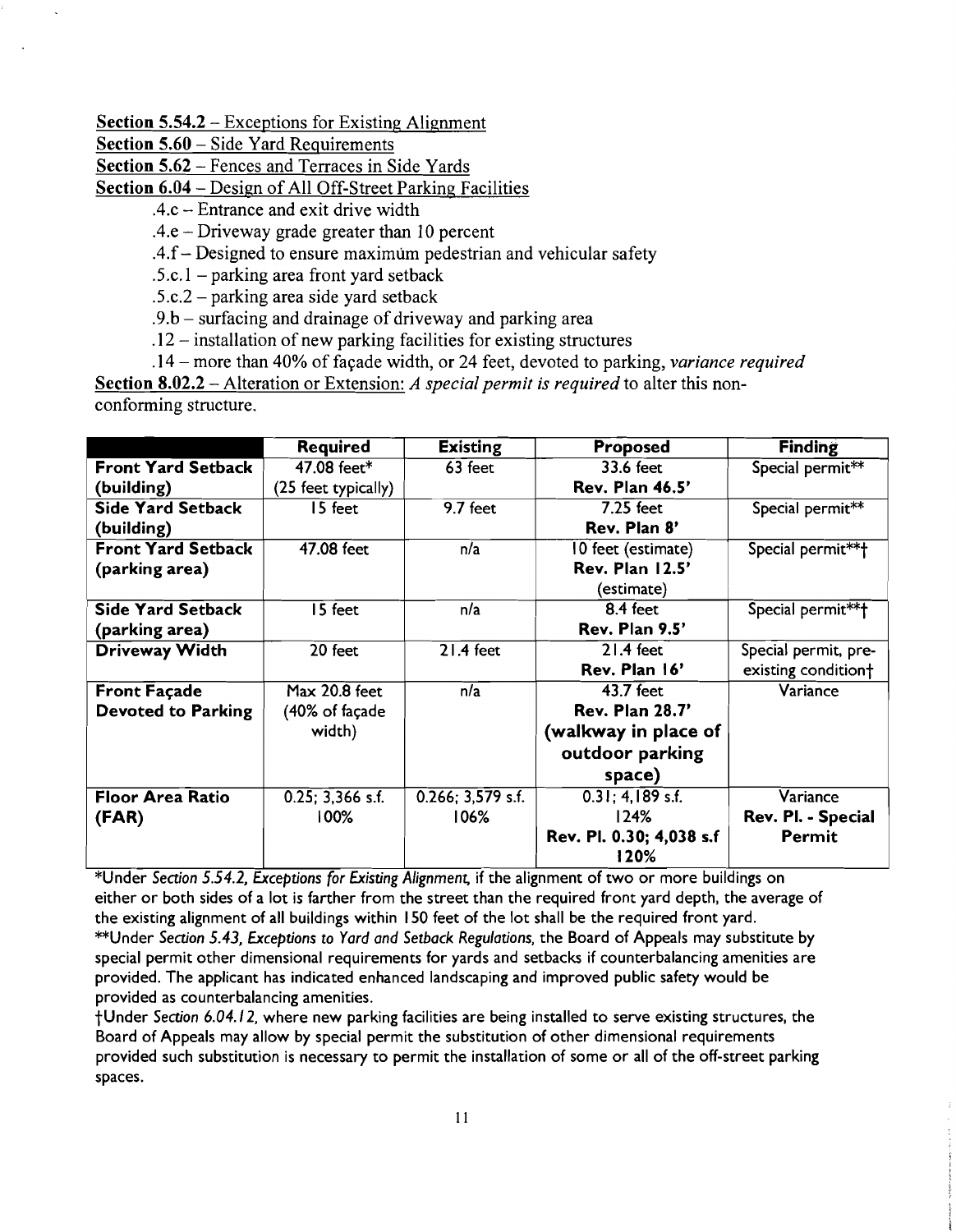**Section 5.54.2** – Exceptions for Existing Alignment

**Section 5.60** – Side Yard Requirements

**Section 5.62** – Fences and Terraces in Side Yards

**Section 6.04** – Design of All Off-Street Parking Facilities

- .4.c – Entrance and exit drive width
- .4.e – Driveway grade greater than 10 percent
- .4.f – Designed to ensure maximum pedestrian and vehicular safety
- .5.c.1 – parking area front yard setback
- .5.c.2 – parking area side yard setback
- .9.b – surfacing and drainage of driveway and parking area
- .12 – installation of new parking facilities for existing structures
- .14 – more than 40% of façade width, or 24 feet, devoted to parking, *variance required*

**Section 8.02.2** – Alteration or Extension: *A special permit is required* to alter this non-conforming structure.

| | Required | Existing | Proposed | Finding |
|---|---|---|---|---|
| **Front Yard Setback (building)** | 47.08 feet* (25 feet typically) | 63 feet | 33.6 feet **Rev. Plan 46.5'** | Special permit** |
| **Side Yard Setback (building)** | 15 feet | 9.7 feet | 7.25 feet **Rev. Plan 8'** | Special permit** |
| **Front Yard Setback (parking area)** | 47.08 feet | n/a | 10 feet (estimate) **Rev. Plan 12.5'** (estimate) | Special permit**† |
| **Side Yard Setback (parking area)** | 15 feet | n/a | 8.4 feet **Rev. Plan 9.5'** | Special permit**† |
| **Driveway Width** | 20 feet | 21.4 feet | 21.4 feet **Rev. Plan 16'** | Special permit, pre-existing condition† |
| **Front Façade Devoted to Parking** | Max 20.8 feet (40% of façade width) | n/a | 43.7 feet **Rev. Plan 28.7' (walkway in place of outdoor parking space)** | Variance |
| **Floor Area Ratio (FAR)** | 0.25; 3,366 s.f. 100% | 0.266; 3,579 s.f. 106% | 0.31; 4,189 s.f. 124% **Rev. Pl. 0.30; 4,038 s.f 120%** | Variance **Rev. Pl. - Special Permit** |

*Under *Section 5.54.2, Exceptions for Existing Alignment*, if the alignment of two or more buildings on either or both sides of a lot is farther from the street than the required front yard depth, the average of the existing alignment of all buildings within 150 feet of the lot shall be the required front yard.

**Under *Section 5.43, Exceptions to Yard and Setback Regulations*, the Board of Appeals may substitute by special permit other dimensional requirements for yards and setbacks if counterbalancing amenities are provided. The applicant has indicated enhanced landscaping and improved public safety would be provided as counterbalancing amenities.

†Under *Section 6.04.12*, where new parking facilities are being installed to serve existing structures, the Board of Appeals may allow by special permit the substitution of other dimensional requirements provided such substitution is necessary to permit the installation of some or all of the off-street parking spaces.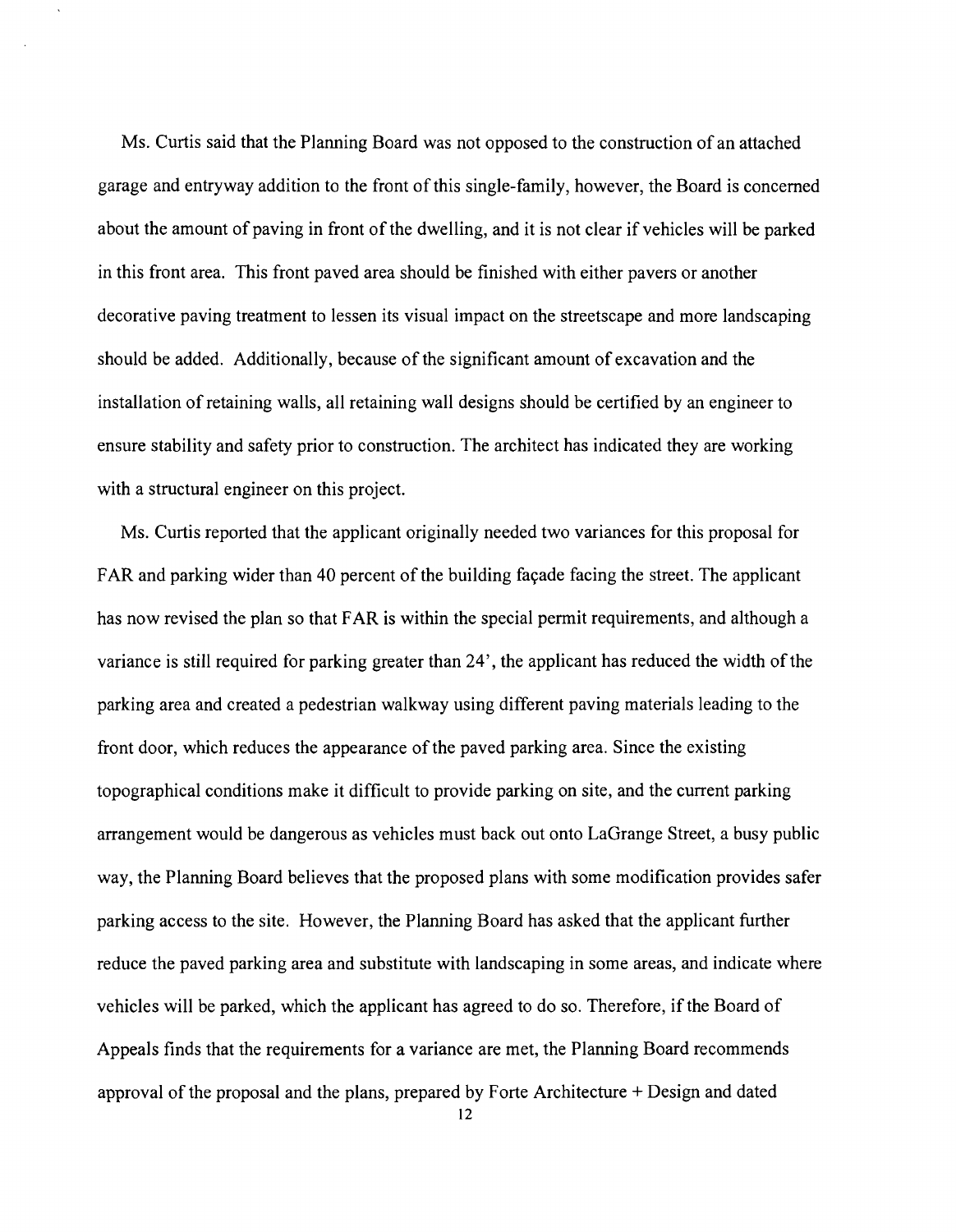Ms. Curtis said that the Planning Board was not opposed to the construction of an attached garage and entryway addition to the front of this single-family, however, the Board is concerned about the amount of paving in front of the dwelling, and it is not clear if vehicles will be parked in this front area. This front paved area should be finished with either pavers or another decorative paving treatment to lessen its visual impact on the streetscape and more landscaping should be added. Additionally, because of the significant amount of excavation and the installation of retaining walls, all retaining wall designs should be certified by an engineer to ensure stability and safety prior to construction. The architect has indicated they are working with a structural engineer on this project.

Ms. Curtis reported that the applicant originally needed two variances for this proposal for FAR and parking wider than 40 percent of the building façade facing the street. The applicant has now revised the plan so that FAR is within the special permit requirements, and although a variance is still required for parking greater than 24', the applicant has reduced the width of the parking area and created a pedestrian walkway using different paving materials leading to the front door, which reduces the appearance of the paved parking area. Since the existing topographical conditions make it difficult to provide parking on site, and the current parking arrangement would be dangerous as vehicles must back out onto LaGrange Street, a busy public way, the Planning Board believes that the proposed plans with some modification provides safer parking access to the site. However, the Planning Board has asked that the applicant further reduce the paved parking area and substitute with landscaping in some areas, and indicate where vehicles will be parked, which the applicant has agreed to do so. Therefore, if the Board of Appeals finds that the requirements for a variance are met, the Planning Board recommends approval of the proposal and the plans, prepared by Forte Architecture + Design and dated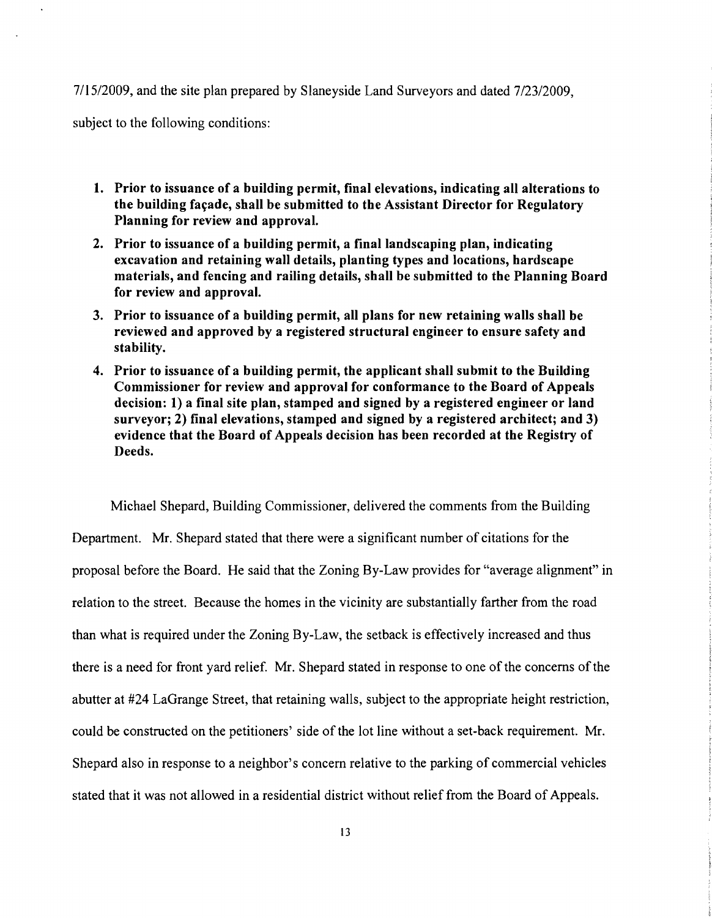7/15/2009, and the site plan prepared by Slaneyside Land Surveyors and dated 7/23/2009, subject to the following conditions:

1. **Prior to issuance of a building permit, final elevations, indicating all alterations to the building façade, shall be submitted to the Assistant Director for Regulatory Planning for review and approval.**
2. **Prior to issuance of a building permit, a final landscaping plan, indicating excavation and retaining wall details, planting types and locations, hardscape materials, and fencing and railing details, shall be submitted to the Planning Board for review and approval.**
3. **Prior to issuance of a building permit, all plans for new retaining walls shall be reviewed and approved by a registered structural engineer to ensure safety and stability.**
4. **Prior to issuance of a building permit, the applicant shall submit to the Building Commissioner for review and approval for conformance to the Board of Appeals decision: 1) a final site plan, stamped and signed by a registered engineer or land surveyor; 2) final elevations, stamped and signed by a registered architect; and 3) evidence that the Board of Appeals decision has been recorded at the Registry of Deeds.**

Michael Shepard, Building Commissioner, delivered the comments from the Building Department. Mr. Shepard stated that there were a significant number of citations for the proposal before the Board. He said that the Zoning By-Law provides for "average alignment" in relation to the street. Because the homes in the vicinity are substantially farther from the road than what is required under the Zoning By-Law, the setback is effectively increased and thus there is a need for front yard relief. Mr. Shepard stated in response to one of the concerns of the abutter at #24 LaGrange Street, that retaining walls, subject to the appropriate height restriction, could be constructed on the petitioners' side of the lot line without a set-back requirement. Mr. Shepard also in response to a neighbor's concern relative to the parking of commercial vehicles stated that it was not allowed in a residential district without relief from the Board of Appeals.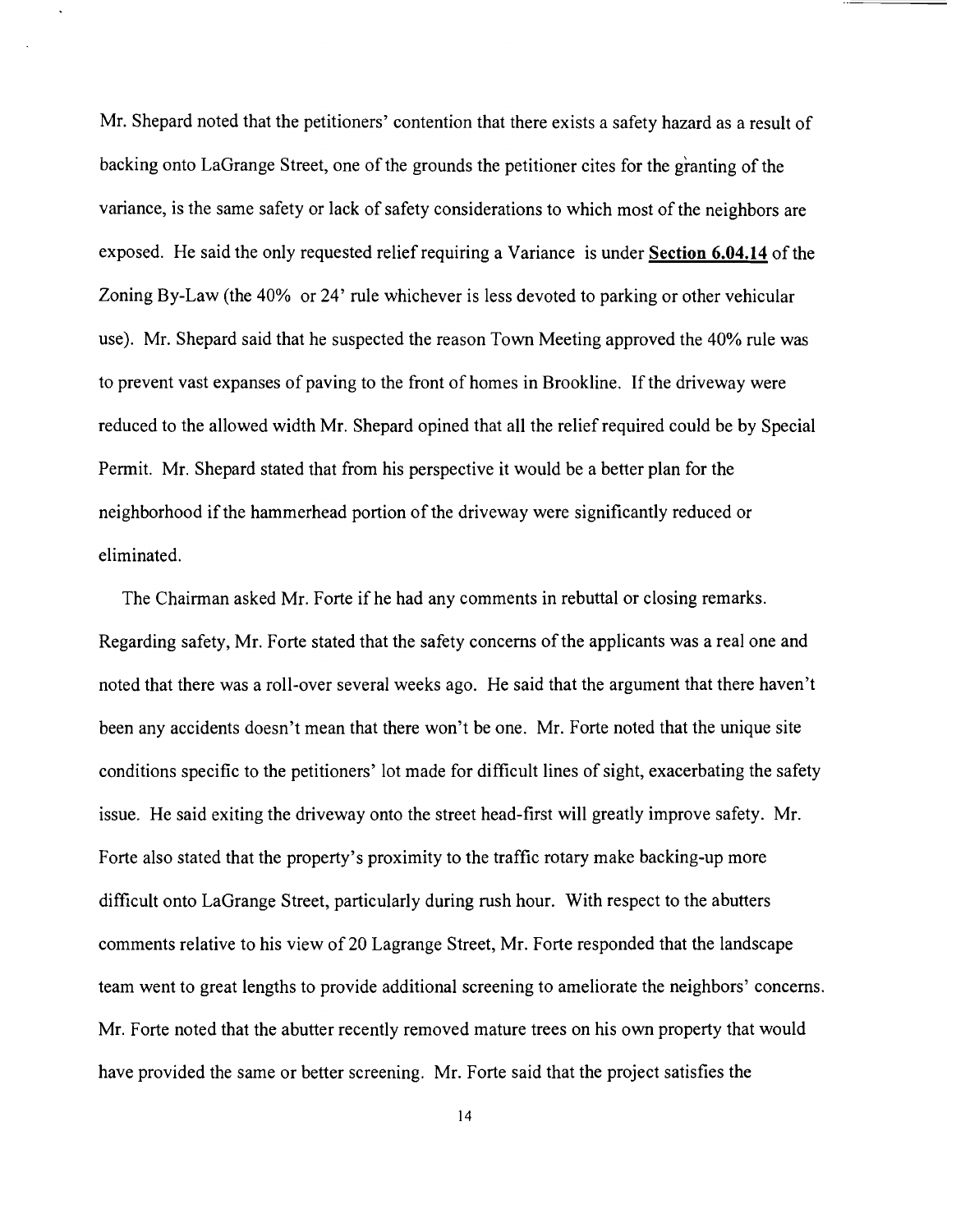Mr. Shepard noted that the petitioners' contention that there exists a safety hazard as a result of backing onto LaGrange Street, one of the grounds the petitioner cites for the granting of the variance, is the same safety or lack of safety considerations to which most of the neighbors are exposed. He said the only requested relief requiring a Variance is under **Section 6.04.14** of the Zoning By-Law (the 40% or 24' rule whichever is less devoted to parking or other vehicular use). Mr. Shepard said that he suspected the reason Town Meeting approved the 40% rule was to prevent vast expanses of paving to the front of homes in Brookline. If the driveway were reduced to the allowed width Mr. Shepard opined that all the relief required could be by Special Permit. Mr. Shepard stated that from his perspective it would be a better plan for the neighborhood if the hammerhead portion of the driveway were significantly reduced or eliminated.

The Chairman asked Mr. Forte if he had any comments in rebuttal or closing remarks. Regarding safety, Mr. Forte stated that the safety concerns of the applicants was a real one and noted that there was a roll-over several weeks ago. He said that the argument that there haven't been any accidents doesn't mean that there won't be one. Mr. Forte noted that the unique site conditions specific to the petitioners' lot made for difficult lines of sight, exacerbating the safety issue. He said exiting the driveway onto the street head-first will greatly improve safety. Mr. Forte also stated that the property's proximity to the traffic rotary make backing-up more difficult onto LaGrange Street, particularly during rush hour. With respect to the abutters comments relative to his view of 20 Lagrange Street, Mr. Forte responded that the landscape team went to great lengths to provide additional screening to ameliorate the neighbors' concerns. Mr. Forte noted that the abutter recently removed mature trees on his own property that would have provided the same or better screening. Mr. Forte said that the project satisfies the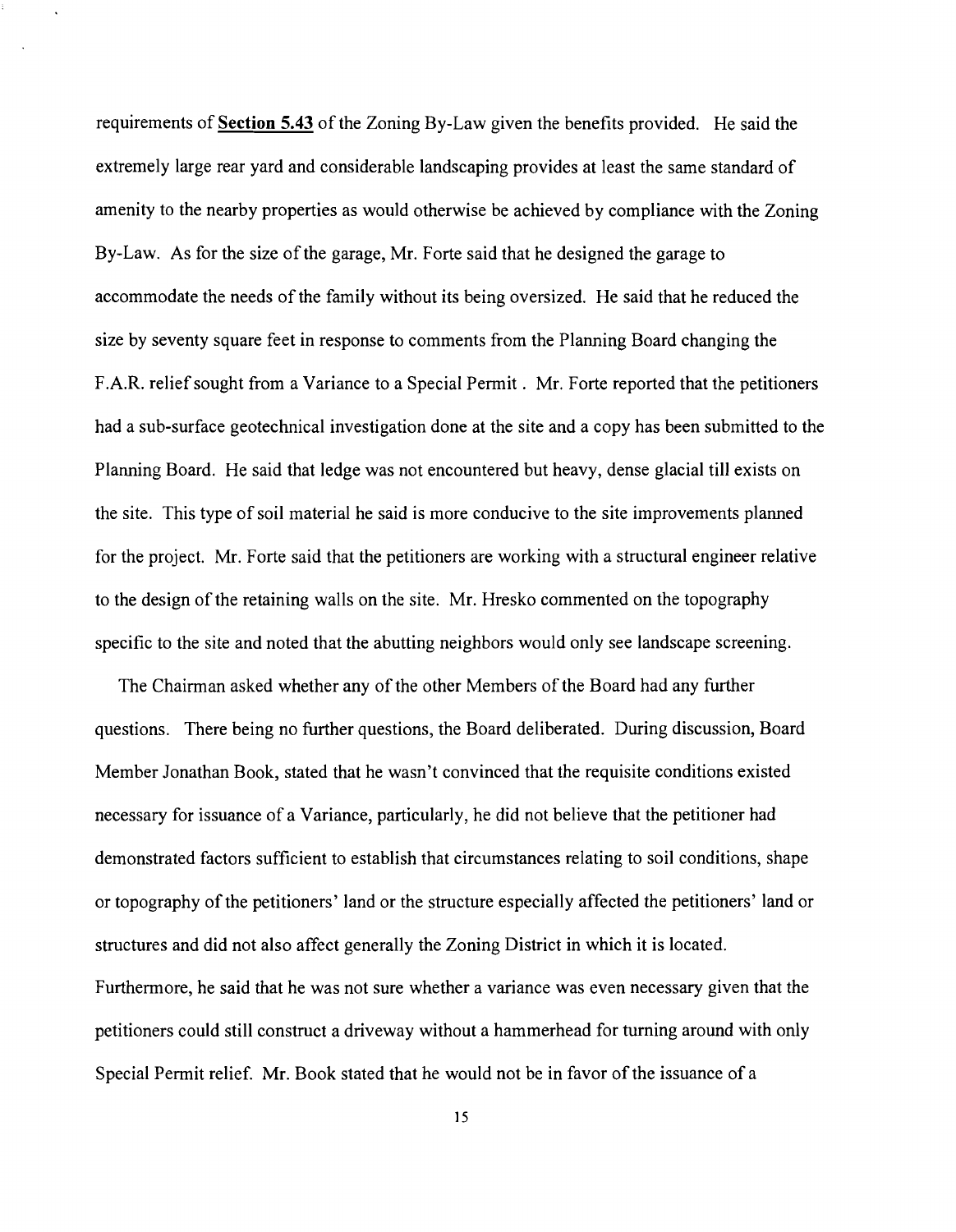requirements of **Section 5.43** of the Zoning By-Law given the benefits provided. He said the extremely large rear yard and considerable landscaping provides at least the same standard of amenity to the nearby properties as would otherwise be achieved by compliance with the Zoning By-Law. As for the size of the garage, Mr. Forte said that he designed the garage to accommodate the needs of the family without its being oversized. He said that he reduced the size by seventy square feet in response to comments from the Planning Board changing the F.A.R. relief sought from a Variance to a Special Permit . Mr. Forte reported that the petitioners had a sub-surface geotechnical investigation done at the site and a copy has been submitted to the Planning Board. He said that ledge was not encountered but heavy, dense glacial till exists on the site. This type of soil material he said is more conducive to the site improvements planned for the project. Mr. Forte said that the petitioners are working with a structural engineer relative to the design of the retaining walls on the site. Mr. Hresko commented on the topography specific to the site and noted that the abutting neighbors would only see landscape screening.

The Chairman asked whether any of the other Members of the Board had any further questions. There being no further questions, the Board deliberated. During discussion, Board Member Jonathan Book, stated that he wasn't convinced that the requisite conditions existed necessary for issuance of a Variance, particularly, he did not believe that the petitioner had demonstrated factors sufficient to establish that circumstances relating to soil conditions, shape or topography of the petitioners' land or the structure especially affected the petitioners' land or structures and did not also affect generally the Zoning District in which it is located. Furthermore, he said that he was not sure whether a variance was even necessary given that the petitioners could still construct a driveway without a hammerhead for turning around with only Special Permit relief. Mr. Book stated that he would not be in favor of the issuance of a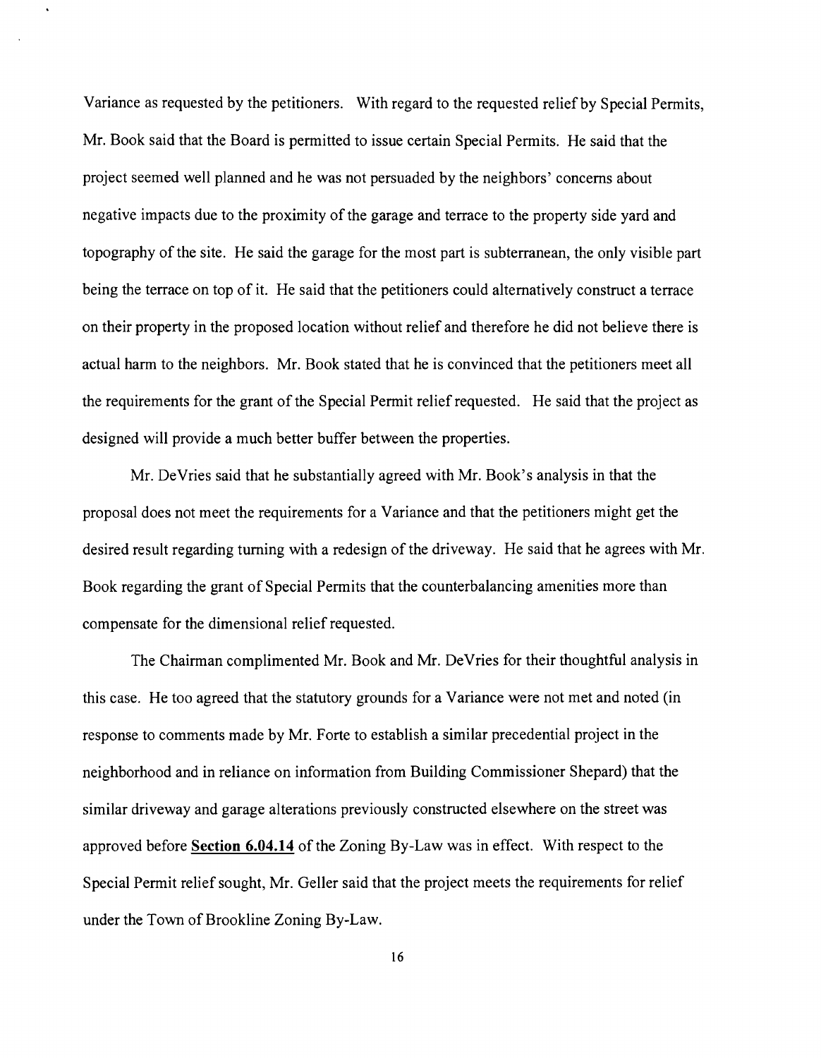Variance as requested by the petitioners. With regard to the requested relief by Special Permits, Mr. Book said that the Board is permitted to issue certain Special Permits. He said that the project seemed well planned and he was not persuaded by the neighbors' concerns about negative impacts due to the proximity of the garage and terrace to the property side yard and topography of the site. He said the garage for the most part is subterranean, the only visible part being the terrace on top of it. He said that the petitioners could alternatively construct a terrace on their property in the proposed location without relief and therefore he did not believe there is actual harm to the neighbors. Mr. Book stated that he is convinced that the petitioners meet all the requirements for the grant of the Special Permit relief requested. He said that the project as designed will provide a much better buffer between the properties.

Mr. DeVries said that he substantially agreed with Mr. Book's analysis in that the proposal does not meet the requirements for a Variance and that the petitioners might get the desired result regarding turning with a redesign of the driveway. He said that he agrees with Mr. Book regarding the grant of Special Permits that the counterbalancing amenities more than compensate for the dimensional relief requested.

The Chairman complimented Mr. Book and Mr. DeVries for their thoughtful analysis in this case. He too agreed that the statutory grounds for a Variance were not met and noted (in response to comments made by Mr. Forte to establish a similar precedential project in the neighborhood and in reliance on information from Building Commissioner Shepard) that the similar driveway and garage alterations previously constructed elsewhere on the street was approved before **Section 6.04.14** of the Zoning By-Law was in effect. With respect to the Special Permit relief sought, Mr. Geller said that the project meets the requirements for relief under the Town of Brookline Zoning By-Law.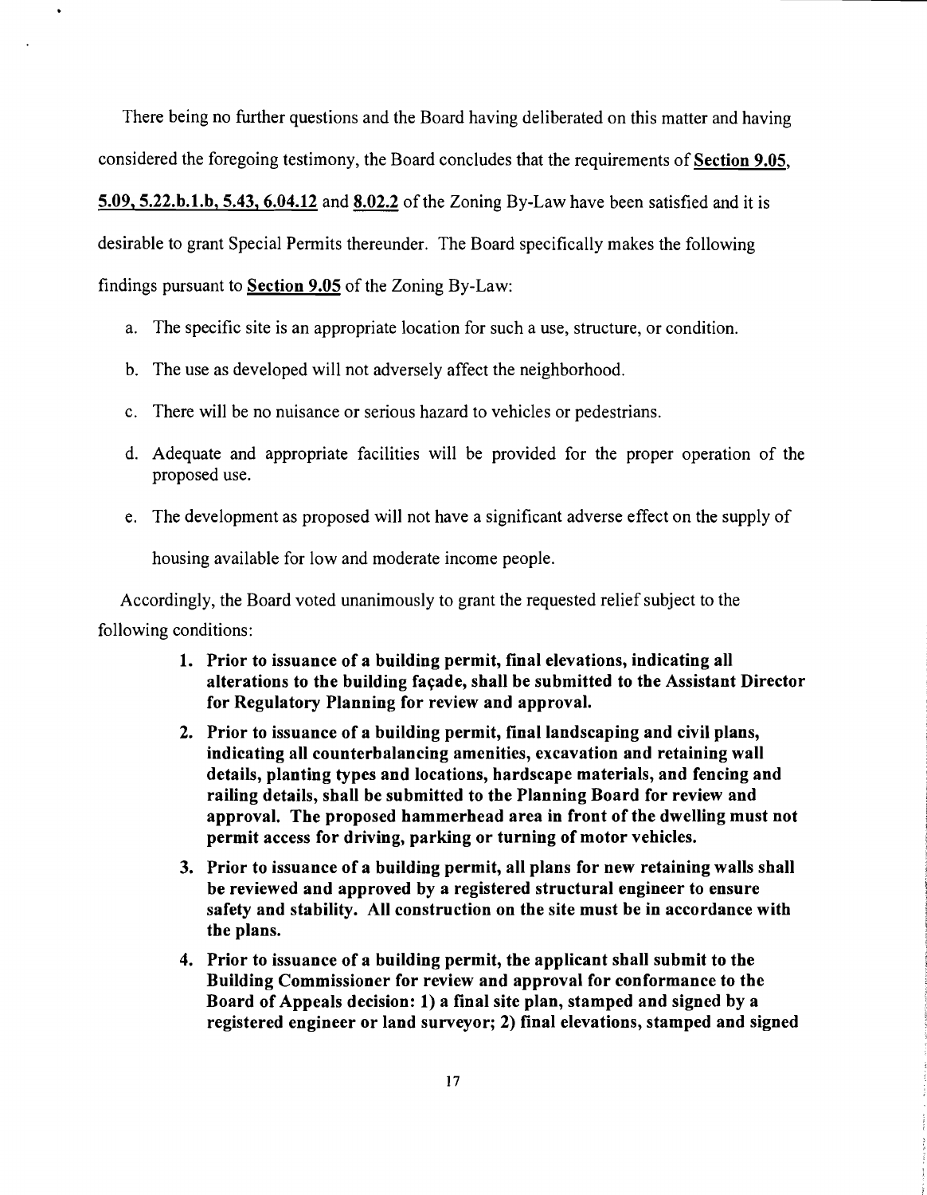There being no further questions and the Board having deliberated on this matter and having considered the foregoing testimony, the Board concludes that the requirements of **Section 9.05, 5.09, 5.22.b.1.b, 5.43, 6.04.12** and **8.02.2** of the Zoning By-Law have been satisfied and it is desirable to grant Special Permits thereunder. The Board specifically makes the following findings pursuant to **Section 9.05** of the Zoning By-Law:

a. The specific site is an appropriate location for such a use, structure, or condition.

b. The use as developed will not adversely affect the neighborhood.

c. There will be no nuisance or serious hazard to vehicles or pedestrians.

d. Adequate and appropriate facilities will be provided for the proper operation of the proposed use.

e. The development as proposed will not have a significant adverse effect on the supply of housing available for low and moderate income people.

Accordingly, the Board voted unanimously to grant the requested relief subject to the following conditions:

1. **Prior to issuance of a building permit, final elevations, indicating all alterations to the building façade, shall be submitted to the Assistant Director for Regulatory Planning for review and approval.**

2. **Prior to issuance of a building permit, final landscaping and civil plans, indicating all counterbalancing amenities, excavation and retaining wall details, planting types and locations, hardscape materials, and fencing and railing details, shall be submitted to the Planning Board for review and approval. The proposed hammerhead area in front of the dwelling must not permit access for driving, parking or turning of motor vehicles.**

3. **Prior to issuance of a building permit, all plans for new retaining walls shall be reviewed and approved by a registered structural engineer to ensure safety and stability. All construction on the site must be in accordance with the plans.**

4. **Prior to issuance of a building permit, the applicant shall submit to the Building Commissioner for review and approval for conformance to the Board of Appeals decision: 1) a final site plan, stamped and signed by a registered engineer or land surveyor; 2) final elevations, stamped and signed**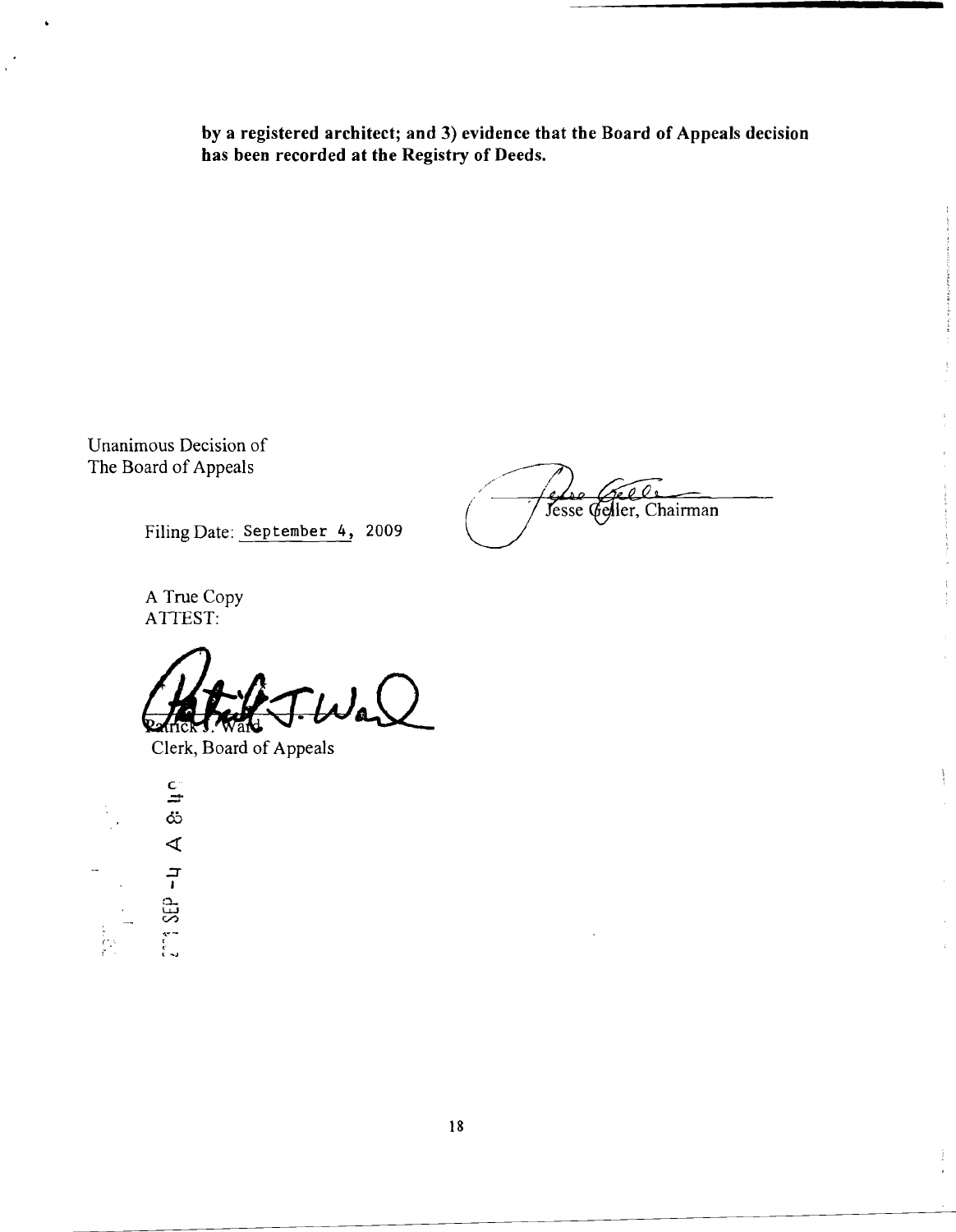**by a registered architect; and 3) evidence that the Board of Appeals decision has been recorded at the Registry of Deeds.**

Unanimous Decision of
The Board of Appeals

Filing Date: September 4, 2009

Jesse Geller, Chairman

A True Copy
ATTEST:

Patrick J. Ward
Clerk, Board of Appeals

SEP -4 A 8:40